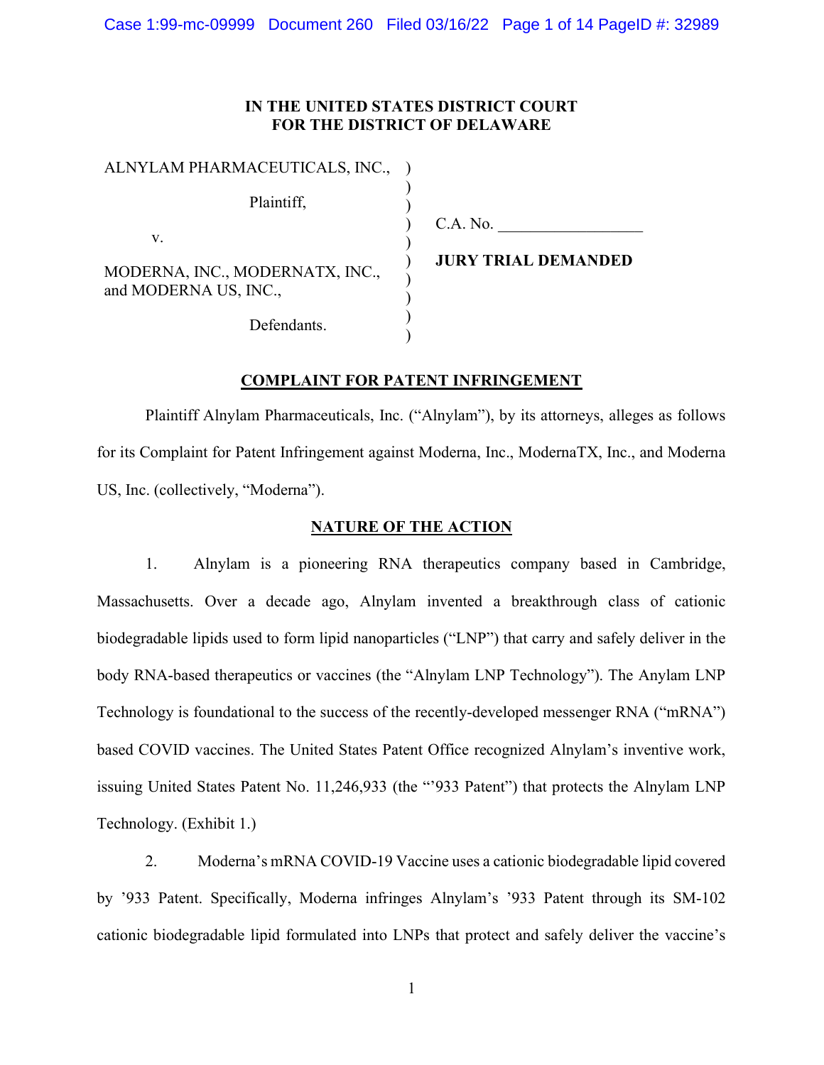**IN THE UNITED STATES DISTRICT COURT**
**FOR THE DISTRICT OF DELAWARE**

| | | |
|---|---|---|
| ALNYLAM PHARMACEUTICALS, INC., | ) | |
| Plaintiff, | ) | C.A. No. __________________ |
| v. | ) | **JURY TRIAL DEMANDED** |
| MODERNA, INC., MODERNATX, INC., and MODERNA US, INC., | ) | |
| Defendants. | ) | |

## COMPLAINT FOR PATENT INFRINGEMENT

Plaintiff Alnylam Pharmaceuticals, Inc. ("Alnylam"), by its attorneys, alleges as follows for its Complaint for Patent Infringement against Moderna, Inc., ModernaTX, Inc., and Moderna US, Inc. (collectively, "Moderna").

## NATURE OF THE ACTION

1. Alnylam is a pioneering RNA therapeutics company based in Cambridge, Massachusetts. Over a decade ago, Alnylam invented a breakthrough class of cationic biodegradable lipids used to form lipid nanoparticles ("LNP") that carry and safely deliver in the body RNA-based therapeutics or vaccines (the "Alnylam LNP Technology"). The Anylam LNP Technology is foundational to the success of the recently-developed messenger RNA ("mRNA") based COVID vaccines. The United States Patent Office recognized Alnylam's inventive work, issuing United States Patent No. 11,246,933 (the "'933 Patent") that protects the Alnylam LNP Technology. (Exhibit 1.)

2. Moderna's mRNA COVID-19 Vaccine uses a cationic biodegradable lipid covered by '933 Patent. Specifically, Moderna infringes Alnylam's '933 Patent through its SM-102 cationic biodegradable lipid formulated into LNPs that protect and safely deliver the vaccine's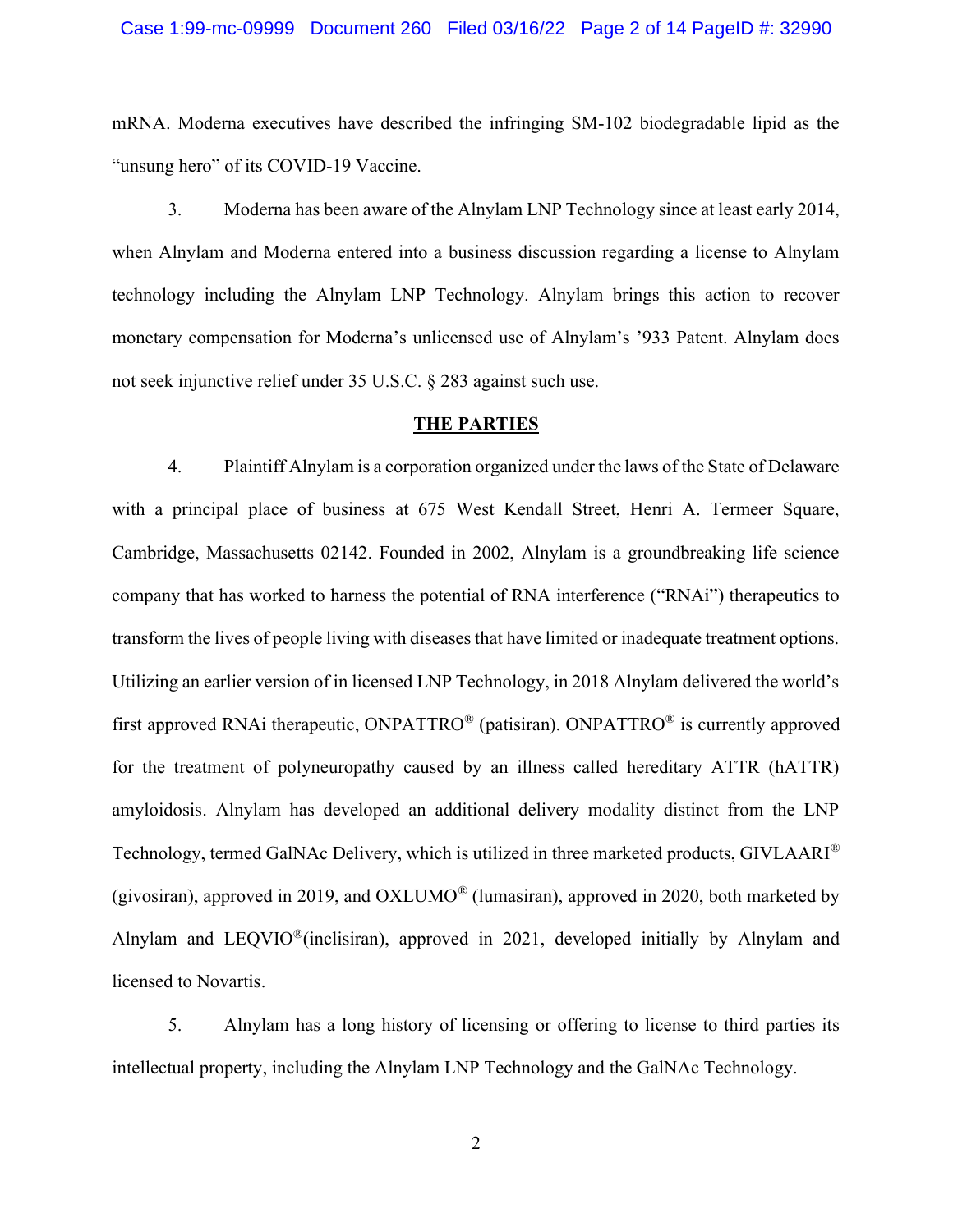mRNA. Moderna executives have described the infringing SM-102 biodegradable lipid as the "unsung hero" of its COVID-19 Vaccine.

3. Moderna has been aware of the Alnylam LNP Technology since at least early 2014, when Alnylam and Moderna entered into a business discussion regarding a license to Alnylam technology including the Alnylam LNP Technology. Alnylam brings this action to recover monetary compensation for Moderna's unlicensed use of Alnylam's '933 Patent. Alnylam does not seek injunctive relief under 35 U.S.C. § 283 against such use.

## THE PARTIES

4. Plaintiff Alnylam is a corporation organized under the laws of the State of Delaware with a principal place of business at 675 West Kendall Street, Henri A. Termeer Square, Cambridge, Massachusetts 02142. Founded in 2002, Alnylam is a groundbreaking life science company that has worked to harness the potential of RNA interference ("RNAi") therapeutics to transform the lives of people living with diseases that have limited or inadequate treatment options. Utilizing an earlier version of in licensed LNP Technology, in 2018 Alnylam delivered the world's first approved RNAi therapeutic, ONPATTRO® (patisiran). ONPATTRO® is currently approved for the treatment of polyneuropathy caused by an illness called hereditary ATTR (hATTR) amyloidosis. Alnylam has developed an additional delivery modality distinct from the LNP Technology, termed GalNAc Delivery, which is utilized in three marketed products, GIVLAARI® (givosiran), approved in 2019, and OXLUMO® (lumasiran), approved in 2020, both marketed by Alnylam and LEQVIO®(inclisiran), approved in 2021, developed initially by Alnylam and licensed to Novartis.

5. Alnylam has a long history of licensing or offering to license to third parties its intellectual property, including the Alnylam LNP Technology and the GalNAc Technology.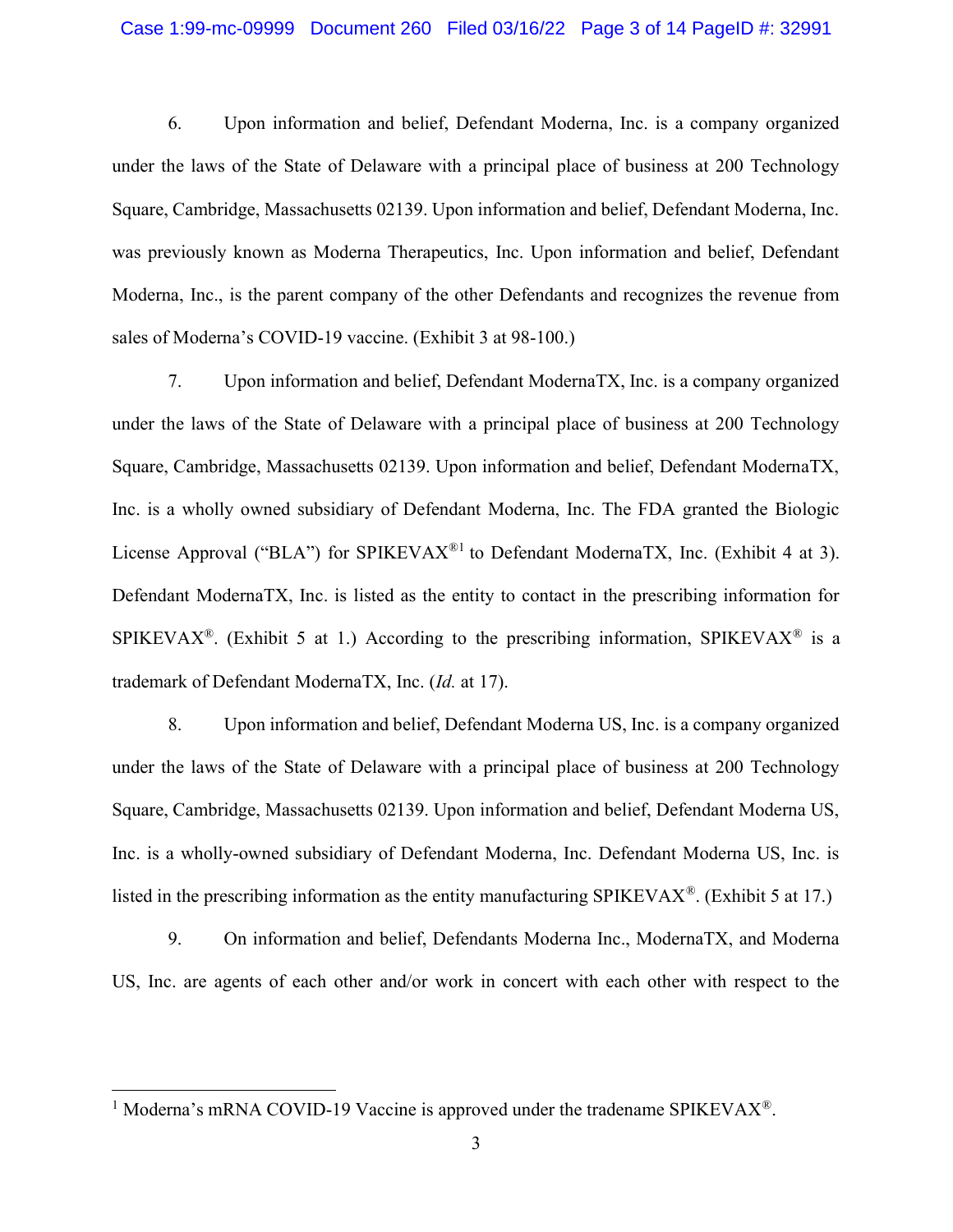6. Upon information and belief, Defendant Moderna, Inc. is a company organized under the laws of the State of Delaware with a principal place of business at 200 Technology Square, Cambridge, Massachusetts 02139. Upon information and belief, Defendant Moderna, Inc. was previously known as Moderna Therapeutics, Inc. Upon information and belief, Defendant Moderna, Inc., is the parent company of the other Defendants and recognizes the revenue from sales of Moderna's COVID-19 vaccine. (Exhibit 3 at 98-100.)

7. Upon information and belief, Defendant ModernaTX, Inc. is a company organized under the laws of the State of Delaware with a principal place of business at 200 Technology Square, Cambridge, Massachusetts 02139. Upon information and belief, Defendant ModernaTX, Inc. is a wholly owned subsidiary of Defendant Moderna, Inc. The FDA granted the Biologic License Approval ("BLA") for SPIKEVAX®[1] to Defendant ModernaTX, Inc. (Exhibit 4 at 3). Defendant ModernaTX, Inc. is listed as the entity to contact in the prescribing information for SPIKEVAX®. (Exhibit 5 at 1.) According to the prescribing information, SPIKEVAX® is a trademark of Defendant ModernaTX, Inc. (*Id.* at 17).

8. Upon information and belief, Defendant Moderna US, Inc. is a company organized under the laws of the State of Delaware with a principal place of business at 200 Technology Square, Cambridge, Massachusetts 02139. Upon information and belief, Defendant Moderna US, Inc. is a wholly-owned subsidiary of Defendant Moderna, Inc. Defendant Moderna US, Inc. is listed in the prescribing information as the entity manufacturing SPIKEVAX®. (Exhibit 5 at 17.)

9. On information and belief, Defendants Moderna Inc., ModernaTX, and Moderna US, Inc. are agents of each other and/or work in concert with each other with respect to the

---

[1] Moderna's mRNA COVID-19 Vaccine is approved under the tradename SPIKEVAX®.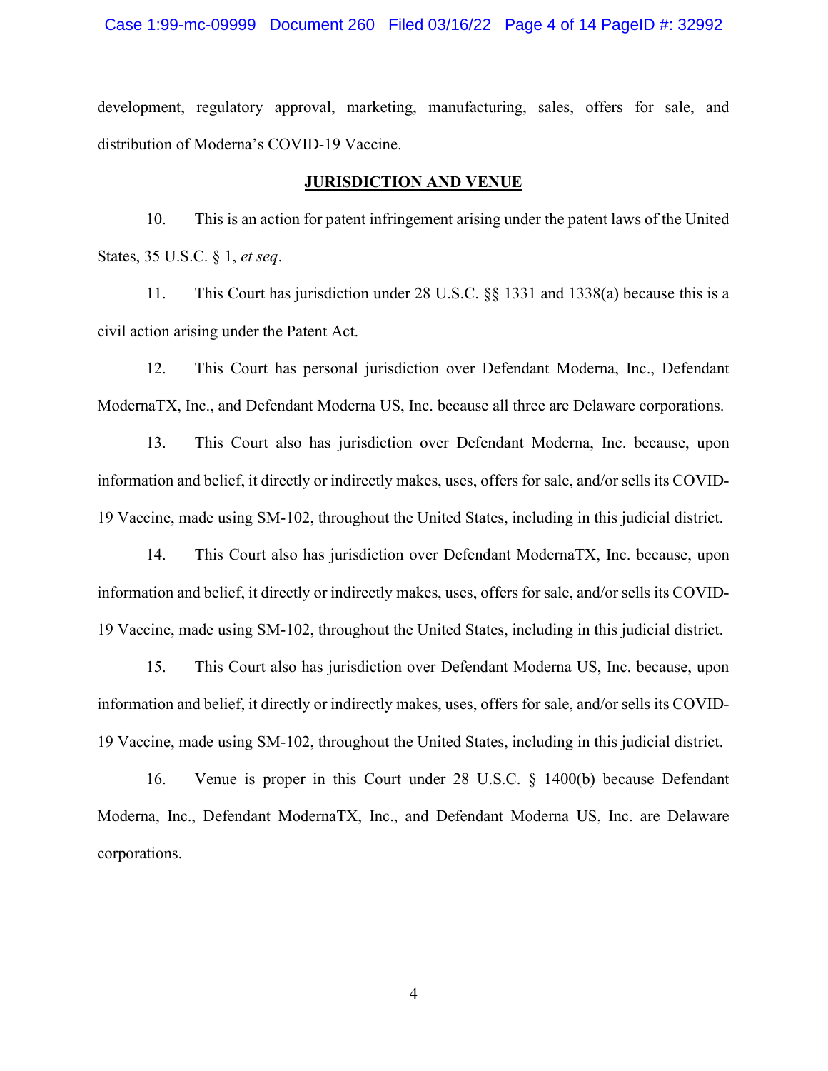development, regulatory approval, marketing, manufacturing, sales, offers for sale, and distribution of Moderna's COVID-19 Vaccine.

## JURISDICTION AND VENUE

10. This is an action for patent infringement arising under the patent laws of the United States, 35 U.S.C. § 1, *et seq*.

11. This Court has jurisdiction under 28 U.S.C. §§ 1331 and 1338(a) because this is a civil action arising under the Patent Act.

12. This Court has personal jurisdiction over Defendant Moderna, Inc., Defendant ModernaTX, Inc., and Defendant Moderna US, Inc. because all three are Delaware corporations.

13. This Court also has jurisdiction over Defendant Moderna, Inc. because, upon information and belief, it directly or indirectly makes, uses, offers for sale, and/or sells its COVID-19 Vaccine, made using SM-102, throughout the United States, including in this judicial district.

14. This Court also has jurisdiction over Defendant ModernaTX, Inc. because, upon information and belief, it directly or indirectly makes, uses, offers for sale, and/or sells its COVID-19 Vaccine, made using SM-102, throughout the United States, including in this judicial district.

15. This Court also has jurisdiction over Defendant Moderna US, Inc. because, upon information and belief, it directly or indirectly makes, uses, offers for sale, and/or sells its COVID-19 Vaccine, made using SM-102, throughout the United States, including in this judicial district.

16. Venue is proper in this Court under 28 U.S.C. § 1400(b) because Defendant Moderna, Inc., Defendant ModernaTX, Inc., and Defendant Moderna US, Inc. are Delaware corporations.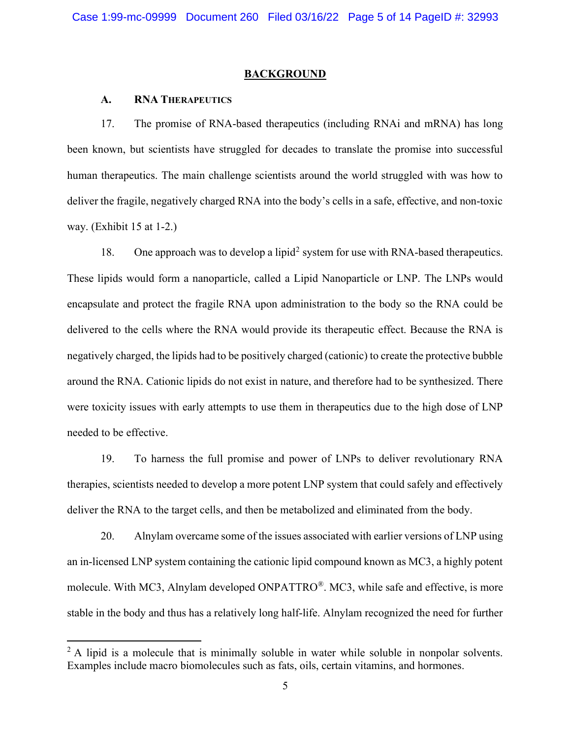## BACKGROUND

### A. RNA Therapeutics

17. The promise of RNA-based therapeutics (including RNAi and mRNA) has long been known, but scientists have struggled for decades to translate the promise into successful human therapeutics. The main challenge scientists around the world struggled with was how to deliver the fragile, negatively charged RNA into the body's cells in a safe, effective, and non-toxic way. (Exhibit 15 at 1-2.)

18. One approach was to develop a lipid[2] system for use with RNA-based therapeutics. These lipids would form a nanoparticle, called a Lipid Nanoparticle or LNP. The LNPs would encapsulate and protect the fragile RNA upon administration to the body so the RNA could be delivered to the cells where the RNA would provide its therapeutic effect. Because the RNA is negatively charged, the lipids had to be positively charged (cationic) to create the protective bubble around the RNA. Cationic lipids do not exist in nature, and therefore had to be synthesized. There were toxicity issues with early attempts to use them in therapeutics due to the high dose of LNP needed to be effective.

19. To harness the full promise and power of LNPs to deliver revolutionary RNA therapies, scientists needed to develop a more potent LNP system that could safely and effectively deliver the RNA to the target cells, and then be metabolized and eliminated from the body.

20. Alnylam overcame some of the issues associated with earlier versions of LNP using an in-licensed LNP system containing the cationic lipid compound known as MC3, a highly potent molecule. With MC3, Alnylam developed ONPATTRO®. MC3, while safe and effective, is more stable in the body and thus has a relatively long half-life. Alnylam recognized the need for further

---

[2] A lipid is a molecule that is minimally soluble in water while soluble in nonpolar solvents. Examples include macro biomolecules such as fats, oils, certain vitamins, and hormones.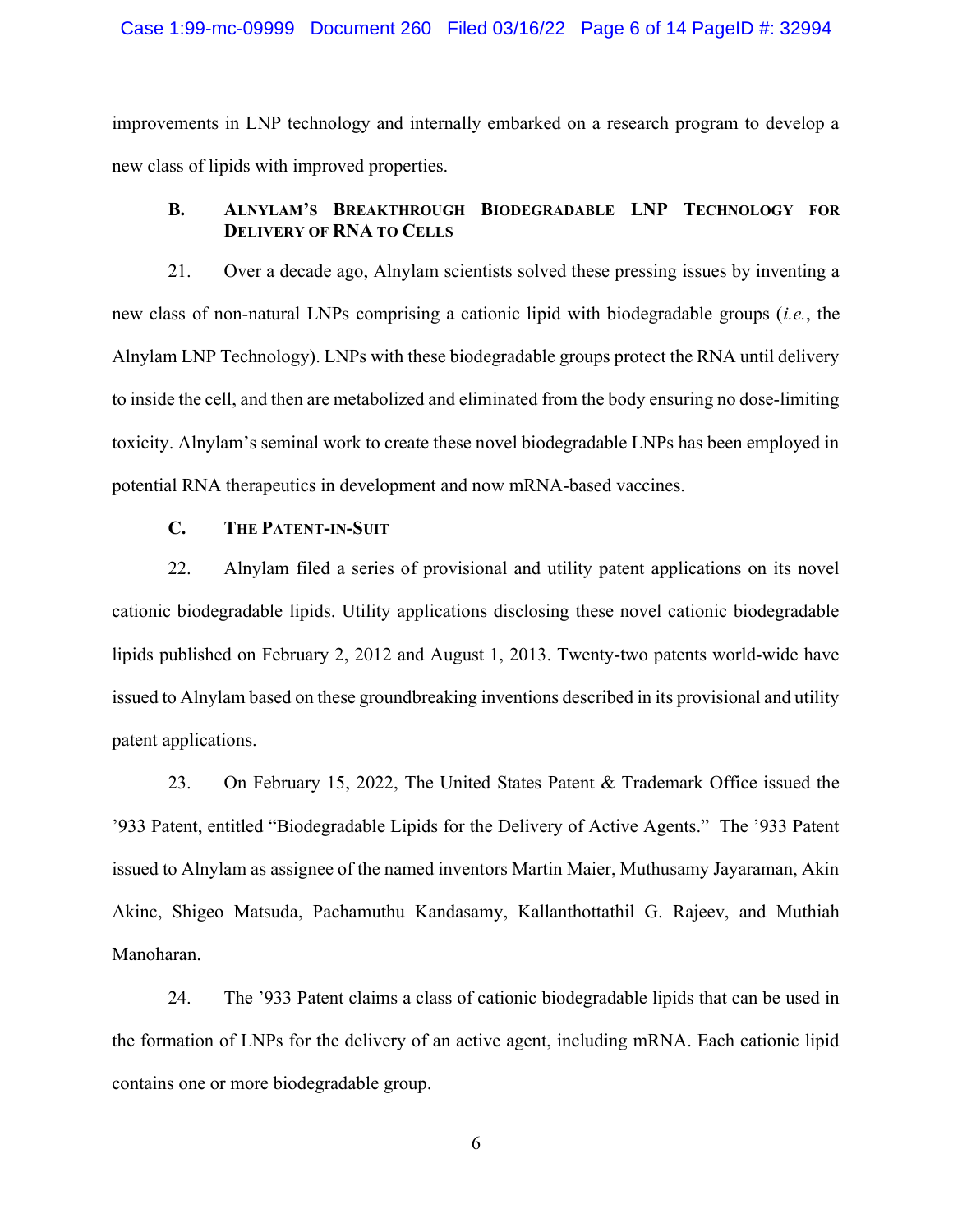improvements in LNP technology and internally embarked on a research program to develop a new class of lipids with improved properties.

### B. Alnylam's Breakthrough Biodegradable LNP Technology for Delivery of RNA to Cells

21. Over a decade ago, Alnylam scientists solved these pressing issues by inventing a new class of non-natural LNPs comprising a cationic lipid with biodegradable groups (*i.e.*, the Alnylam LNP Technology). LNPs with these biodegradable groups protect the RNA until delivery to inside the cell, and then are metabolized and eliminated from the body ensuring no dose-limiting toxicity. Alnylam's seminal work to create these novel biodegradable LNPs has been employed in potential RNA therapeutics in development and now mRNA-based vaccines.

### C. The Patent-in-Suit

22. Alnylam filed a series of provisional and utility patent applications on its novel cationic biodegradable lipids. Utility applications disclosing these novel cationic biodegradable lipids published on February 2, 2012 and August 1, 2013. Twenty-two patents world-wide have issued to Alnylam based on these groundbreaking inventions described in its provisional and utility patent applications.

23. On February 15, 2022, The United States Patent & Trademark Office issued the '933 Patent, entitled "Biodegradable Lipids for the Delivery of Active Agents." The '933 Patent issued to Alnylam as assignee of the named inventors Martin Maier, Muthusamy Jayaraman, Akin Akinc, Shigeo Matsuda, Pachamuthu Kandasamy, Kallanthottathil G. Rajeev, and Muthiah Manoharan.

24. The '933 Patent claims a class of cationic biodegradable lipids that can be used in the formation of LNPs for the delivery of an active agent, including mRNA. Each cationic lipid contains one or more biodegradable group.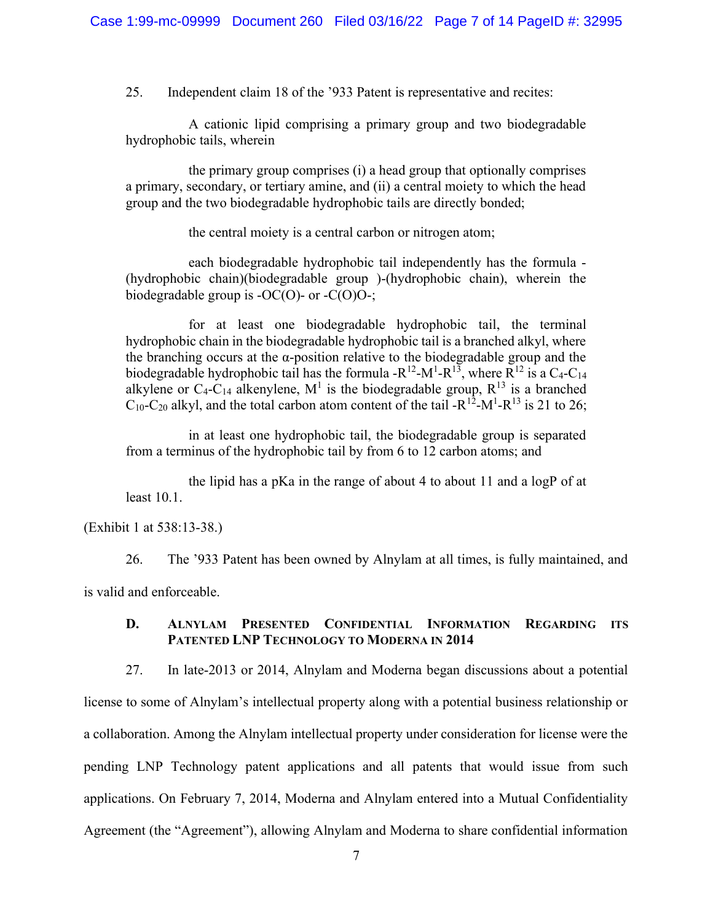25. Independent claim 18 of the ’933 Patent is representative and recites:

> A cationic lipid comprising a primary group and two biodegradable hydrophobic tails, wherein
>
> the primary group comprises (i) a head group that optionally comprises a primary, secondary, or tertiary amine, and (ii) a central moiety to which the head group and the two biodegradable hydrophobic tails are directly bonded;
>
> the central moiety is a central carbon or nitrogen atom;
>
> each biodegradable hydrophobic tail independently has the formula -(hydrophobic chain)(biodegradable group )-(hydrophobic chain), wherein the biodegradable group is -OC(O)- or -C(O)O-;
>
> for at least one biodegradable hydrophobic tail, the terminal hydrophobic chain in the biodegradable hydrophobic tail is a branched alkyl, where the branching occurs at the α-position relative to the biodegradable group and the biodegradable hydrophobic tail has the formula $-R^{12}-M^{1}-R^{13}$, where $R^{12}$ is a $C_4$-$C_{14}$ alkylene or $C_4$-$C_{14}$ alkenylene, $M^{1}$ is the biodegradable group, $R^{13}$ is a branched $C_{10}$-$C_{20}$ alkyl, and the total carbon atom content of the tail $-R^{12}-M^{1}-R^{13}$ is 21 to 26;
>
> in at least one hydrophobic tail, the biodegradable group is separated from a terminus of the hydrophobic tail by from 6 to 12 carbon atoms; and
>
> the lipid has a pKa in the range of about 4 to about 11 and a logP of at least 10.1.

(Exhibit 1 at 538:13-38.)

26. The ’933 Patent has been owned by Alnylam at all times, is fully maintained, and is valid and enforceable.

### D. Alnylam Presented Confidential Information Regarding its Patented LNP Technology to Moderna in 2014

27. In late-2013 or 2014, Alnylam and Moderna began discussions about a potential license to some of Alnylam’s intellectual property along with a potential business relationship or a collaboration. Among the Alnylam intellectual property under consideration for license were the pending LNP Technology patent applications and all patents that would issue from such applications. On February 7, 2014, Moderna and Alnylam entered into a Mutual Confidentiality Agreement (the “Agreement”), allowing Alnylam and Moderna to share confidential information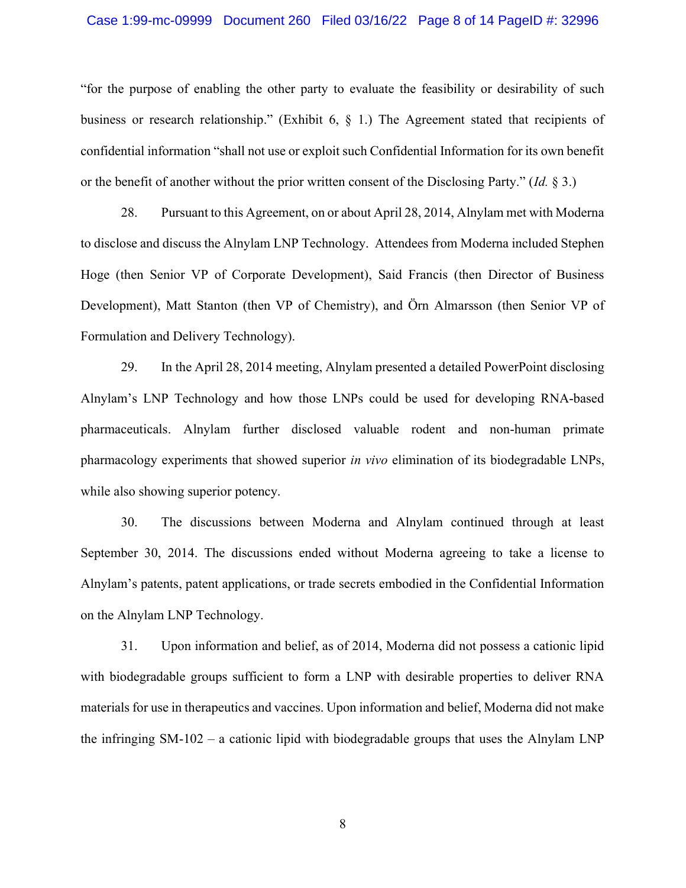"for the purpose of enabling the other party to evaluate the feasibility or desirability of such business or research relationship." (Exhibit 6, § 1.) The Agreement stated that recipients of confidential information "shall not use or exploit such Confidential Information for its own benefit or the benefit of another without the prior written consent of the Disclosing Party." (*Id.* § 3.)

28. Pursuant to this Agreement, on or about April 28, 2014, Alnylam met with Moderna to disclose and discuss the Alnylam LNP Technology. Attendees from Moderna included Stephen Hoge (then Senior VP of Corporate Development), Said Francis (then Director of Business Development), Matt Stanton (then VP of Chemistry), and Örn Almarsson (then Senior VP of Formulation and Delivery Technology).

29. In the April 28, 2014 meeting, Alnylam presented a detailed PowerPoint disclosing Alnylam's LNP Technology and how those LNPs could be used for developing RNA-based pharmaceuticals. Alnylam further disclosed valuable rodent and non-human primate pharmacology experiments that showed superior *in vivo* elimination of its biodegradable LNPs, while also showing superior potency.

30. The discussions between Moderna and Alnylam continued through at least September 30, 2014. The discussions ended without Moderna agreeing to take a license to Alnylam's patents, patent applications, or trade secrets embodied in the Confidential Information on the Alnylam LNP Technology.

31. Upon information and belief, as of 2014, Moderna did not possess a cationic lipid with biodegradable groups sufficient to form a LNP with desirable properties to deliver RNA materials for use in therapeutics and vaccines. Upon information and belief, Moderna did not make the infringing SM-102 – a cationic lipid with biodegradable groups that uses the Alnylam LNP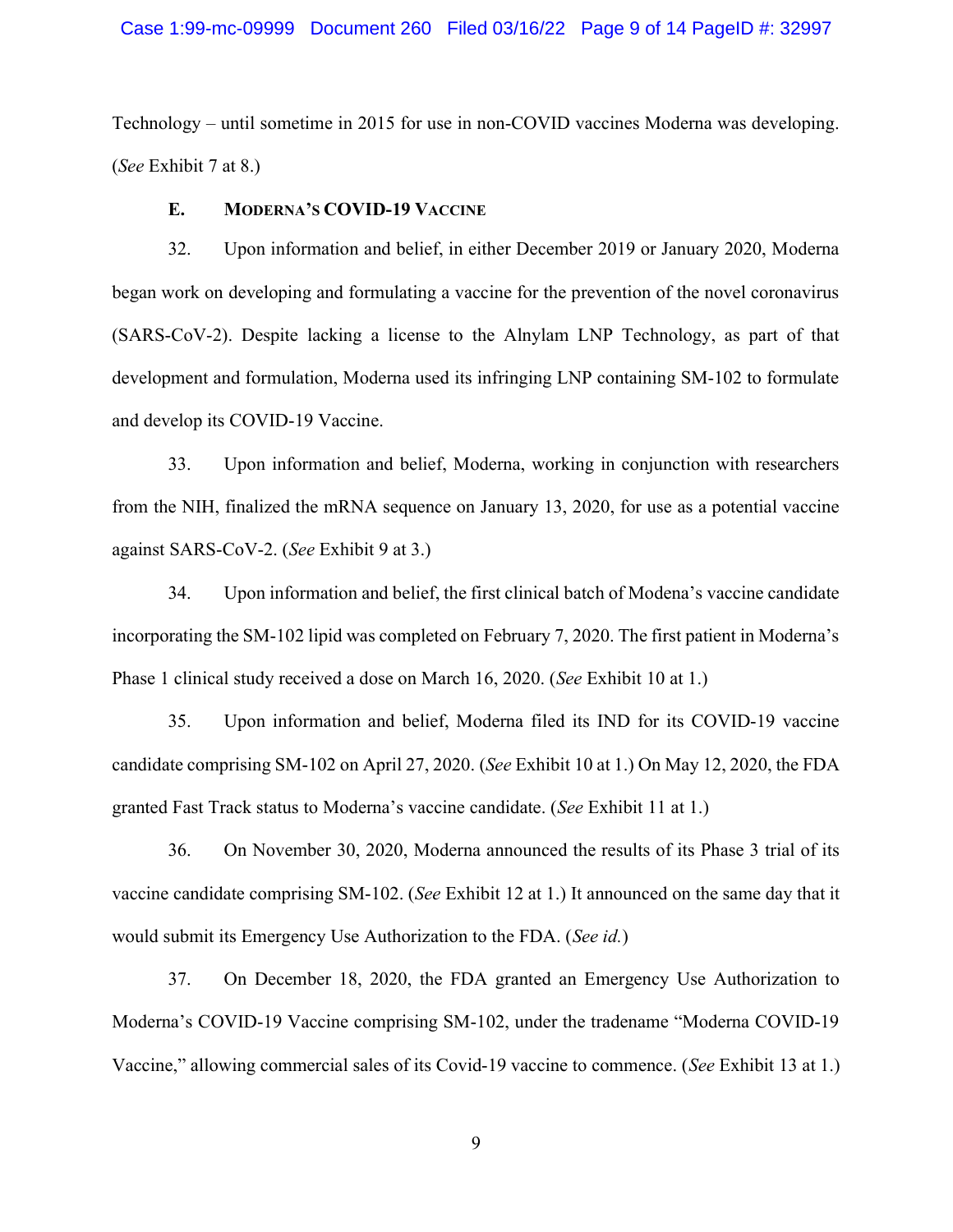Technology – until sometime in 2015 for use in non-COVID vaccines Moderna was developing. (*See* Exhibit 7 at 8.)

### E. MODERNA'S COVID-19 VACCINE

32. Upon information and belief, in either December 2019 or January 2020, Moderna began work on developing and formulating a vaccine for the prevention of the novel coronavirus (SARS-CoV-2). Despite lacking a license to the Alnylam LNP Technology, as part of that development and formulation, Moderna used its infringing LNP containing SM-102 to formulate and develop its COVID-19 Vaccine.

33. Upon information and belief, Moderna, working in conjunction with researchers from the NIH, finalized the mRNA sequence on January 13, 2020, for use as a potential vaccine against SARS-CoV-2. (*See* Exhibit 9 at 3.)

34. Upon information and belief, the first clinical batch of Modena's vaccine candidate incorporating the SM-102 lipid was completed on February 7, 2020. The first patient in Moderna's Phase 1 clinical study received a dose on March 16, 2020. (*See* Exhibit 10 at 1.)

35. Upon information and belief, Moderna filed its IND for its COVID-19 vaccine candidate comprising SM-102 on April 27, 2020. (*See* Exhibit 10 at 1.) On May 12, 2020, the FDA granted Fast Track status to Moderna's vaccine candidate. (*See* Exhibit 11 at 1.)

36. On November 30, 2020, Moderna announced the results of its Phase 3 trial of its vaccine candidate comprising SM-102. (*See* Exhibit 12 at 1.) It announced on the same day that it would submit its Emergency Use Authorization to the FDA. (*See id.*)

37. On December 18, 2020, the FDA granted an Emergency Use Authorization to Moderna's COVID-19 Vaccine comprising SM-102, under the tradename "Moderna COVID-19 Vaccine," allowing commercial sales of its Covid-19 vaccine to commence. (*See* Exhibit 13 at 1.)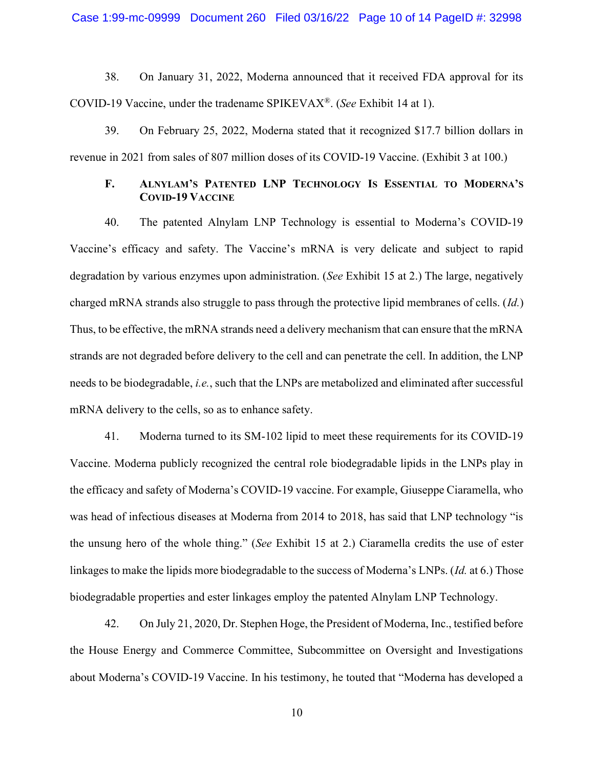38. On January 31, 2022, Moderna announced that it received FDA approval for its COVID-19 Vaccine, under the tradename SPIKEVAX®. (*See* Exhibit 14 at 1).

39. On February 25, 2022, Moderna stated that it recognized $17.7 billion dollars in revenue in 2021 from sales of 807 million doses of its COVID-19 Vaccine. (Exhibit 3 at 100.)

### F. Alnylam's Patented LNP Technology Is Essential to Moderna's COVID-19 Vaccine

40. The patented Alnylam LNP Technology is essential to Moderna's COVID-19 Vaccine's efficacy and safety. The Vaccine's mRNA is very delicate and subject to rapid degradation by various enzymes upon administration. (*See* Exhibit 15 at 2.) The large, negatively charged mRNA strands also struggle to pass through the protective lipid membranes of cells. (*Id.*) Thus, to be effective, the mRNA strands need a delivery mechanism that can ensure that the mRNA strands are not degraded before delivery to the cell and can penetrate the cell. In addition, the LNP needs to be biodegradable, *i.e.*, such that the LNPs are metabolized and eliminated after successful mRNA delivery to the cells, so as to enhance safety.

41. Moderna turned to its SM-102 lipid to meet these requirements for its COVID-19 Vaccine. Moderna publicly recognized the central role biodegradable lipids in the LNPs play in the efficacy and safety of Moderna's COVID-19 vaccine. For example, Giuseppe Ciaramella, who was head of infectious diseases at Moderna from 2014 to 2018, has said that LNP technology "is the unsung hero of the whole thing." (*See* Exhibit 15 at 2.) Ciaramella credits the use of ester linkages to make the lipids more biodegradable to the success of Moderna's LNPs. (*Id.* at 6.) Those biodegradable properties and ester linkages employ the patented Alnylam LNP Technology.

42. On July 21, 2020, Dr. Stephen Hoge, the President of Moderna, Inc., testified before the House Energy and Commerce Committee, Subcommittee on Oversight and Investigations about Moderna's COVID-19 Vaccine. In his testimony, he touted that "Moderna has developed a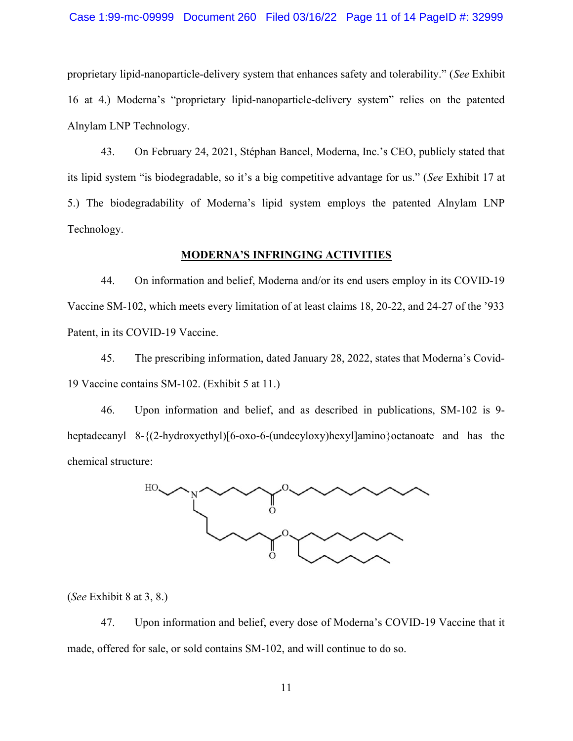proprietary lipid-nanoparticle-delivery system that enhances safety and tolerability." (*See* Exhibit 16 at 4.) Moderna's "proprietary lipid-nanoparticle-delivery system" relies on the patented Alnylam LNP Technology.

43. On February 24, 2021, Stéphan Bancel, Moderna, Inc.'s CEO, publicly stated that its lipid system "is biodegradable, so it's a big competitive advantage for us." (*See* Exhibit 17 at 5.) The biodegradability of Moderna's lipid system employs the patented Alnylam LNP Technology.

## **MODERNA'S INFRINGING ACTIVITIES**

44. On information and belief, Moderna and/or its end users employ in its COVID-19 Vaccine SM-102, which meets every limitation of at least claims 18, 20-22, and 24-27 of the '933 Patent, in its COVID-19 Vaccine.

45. The prescribing information, dated January 28, 2022, states that Moderna's Covid-19 Vaccine contains SM-102. (Exhibit 5 at 11.)

46. Upon information and belief, and as described in publications, SM-102 is 9-heptadecanyl 8-{(2-hydroxyethyl)[6-oxo-6-(undecyloxy)hexyl]amino}octanoate and has the chemical structure:

(*See* Exhibit 8 at 3, 8.)

47. Upon information and belief, every dose of Moderna's COVID-19 Vaccine that it made, offered for sale, or sold contains SM-102, and will continue to do so.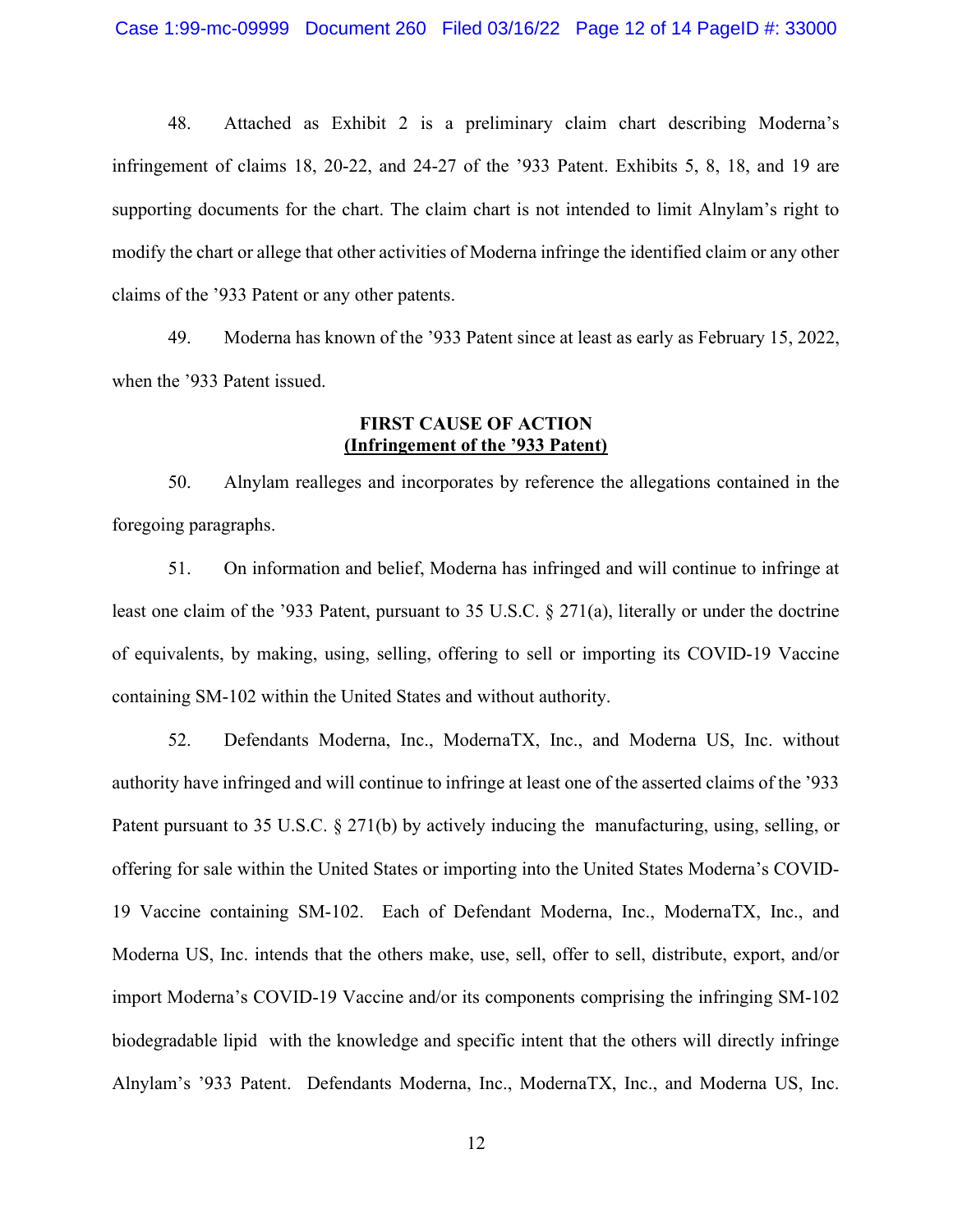48. Attached as Exhibit 2 is a preliminary claim chart describing Moderna's infringement of claims 18, 20-22, and 24-27 of the '933 Patent. Exhibits 5, 8, 18, and 19 are supporting documents for the chart. The claim chart is not intended to limit Alnylam's right to modify the chart or allege that other activities of Moderna infringe the identified claim or any other claims of the '933 Patent or any other patents.

49. Moderna has known of the '933 Patent since at least as early as February 15, 2022, when the '933 Patent issued.

**FIRST CAUSE OF ACTION**
**(Infringement of the '933 Patent)**

50. Alnylam realleges and incorporates by reference the allegations contained in the foregoing paragraphs.

51. On information and belief, Moderna has infringed and will continue to infringe at least one claim of the '933 Patent, pursuant to 35 U.S.C. § 271(a), literally or under the doctrine of equivalents, by making, using, selling, offering to sell or importing its COVID-19 Vaccine containing SM-102 within the United States and without authority.

52. Defendants Moderna, Inc., ModernaTX, Inc., and Moderna US, Inc. without authority have infringed and will continue to infringe at least one of the asserted claims of the '933 Patent pursuant to 35 U.S.C. § 271(b) by actively inducing the manufacturing, using, selling, or offering for sale within the United States or importing into the United States Moderna's COVID-19 Vaccine containing SM-102. Each of Defendant Moderna, Inc., ModernaTX, Inc., and Moderna US, Inc. intends that the others make, use, sell, offer to sell, distribute, export, and/or import Moderna's COVID-19 Vaccine and/or its components comprising the infringing SM-102 biodegradable lipid with the knowledge and specific intent that the others will directly infringe Alnylam's '933 Patent. Defendants Moderna, Inc., ModernaTX, Inc., and Moderna US, Inc.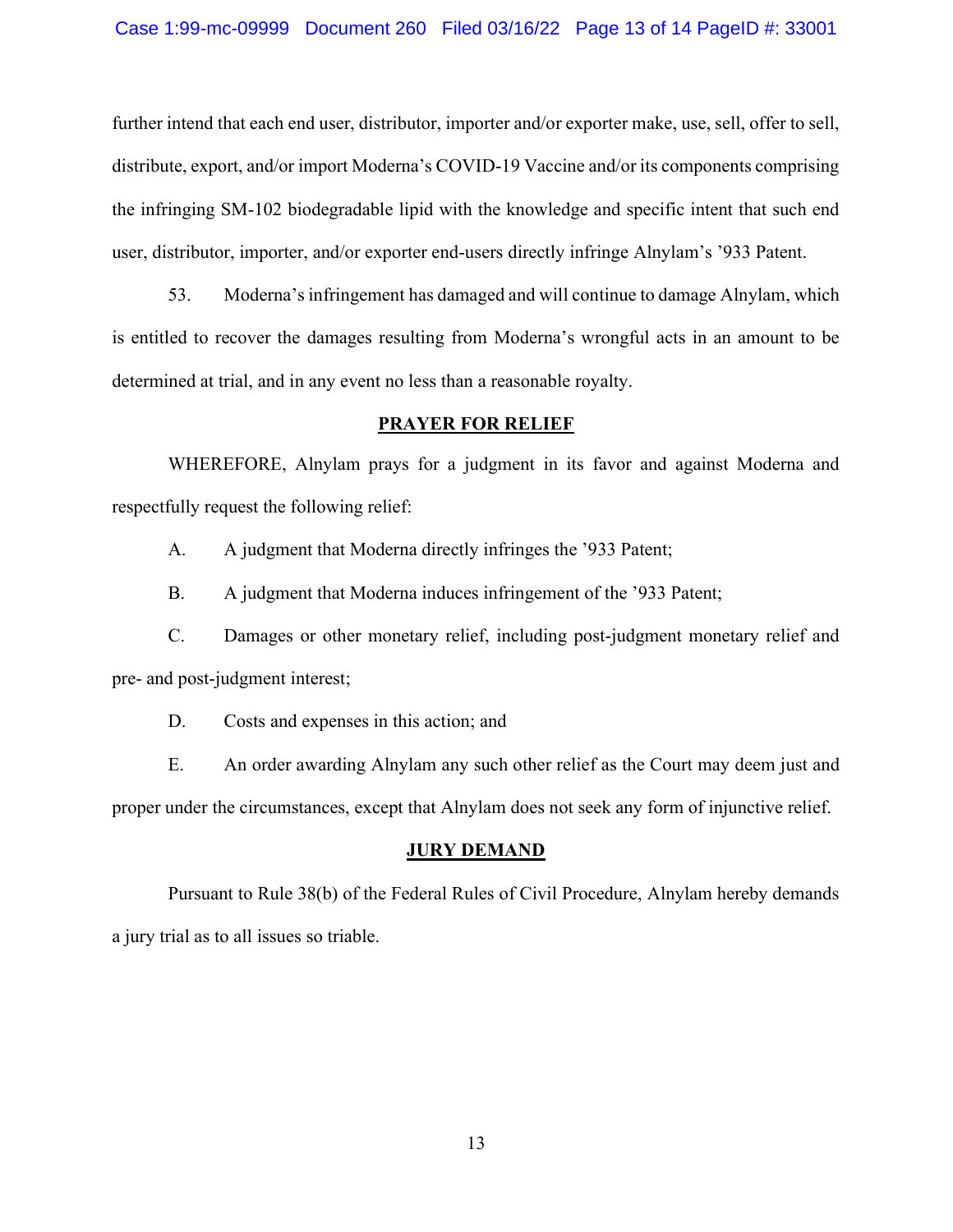further intend that each end user, distributor, importer and/or exporter make, use, sell, offer to sell, distribute, export, and/or import Moderna's COVID-19 Vaccine and/or its components comprising the infringing SM-102 biodegradable lipid with the knowledge and specific intent that such end user, distributor, importer, and/or exporter end-users directly infringe Alnylam's '933 Patent.

53. Moderna's infringement has damaged and will continue to damage Alnylam, which is entitled to recover the damages resulting from Moderna's wrongful acts in an amount to be determined at trial, and in any event no less than a reasonable royalty.

## PRAYER FOR RELIEF

WHEREFORE, Alnylam prays for a judgment in its favor and against Moderna and respectfully request the following relief:

A. A judgment that Moderna directly infringes the '933 Patent;

B. A judgment that Moderna induces infringement of the '933 Patent;

C. Damages or other monetary relief, including post-judgment monetary relief and pre- and post-judgment interest;

D. Costs and expenses in this action; and

E. An order awarding Alnylam any such other relief as the Court may deem just and proper under the circumstances, except that Alnylam does not seek any form of injunctive relief.

## JURY DEMAND

Pursuant to Rule 38(b) of the Federal Rules of Civil Procedure, Alnylam hereby demands a jury trial as to all issues so triable.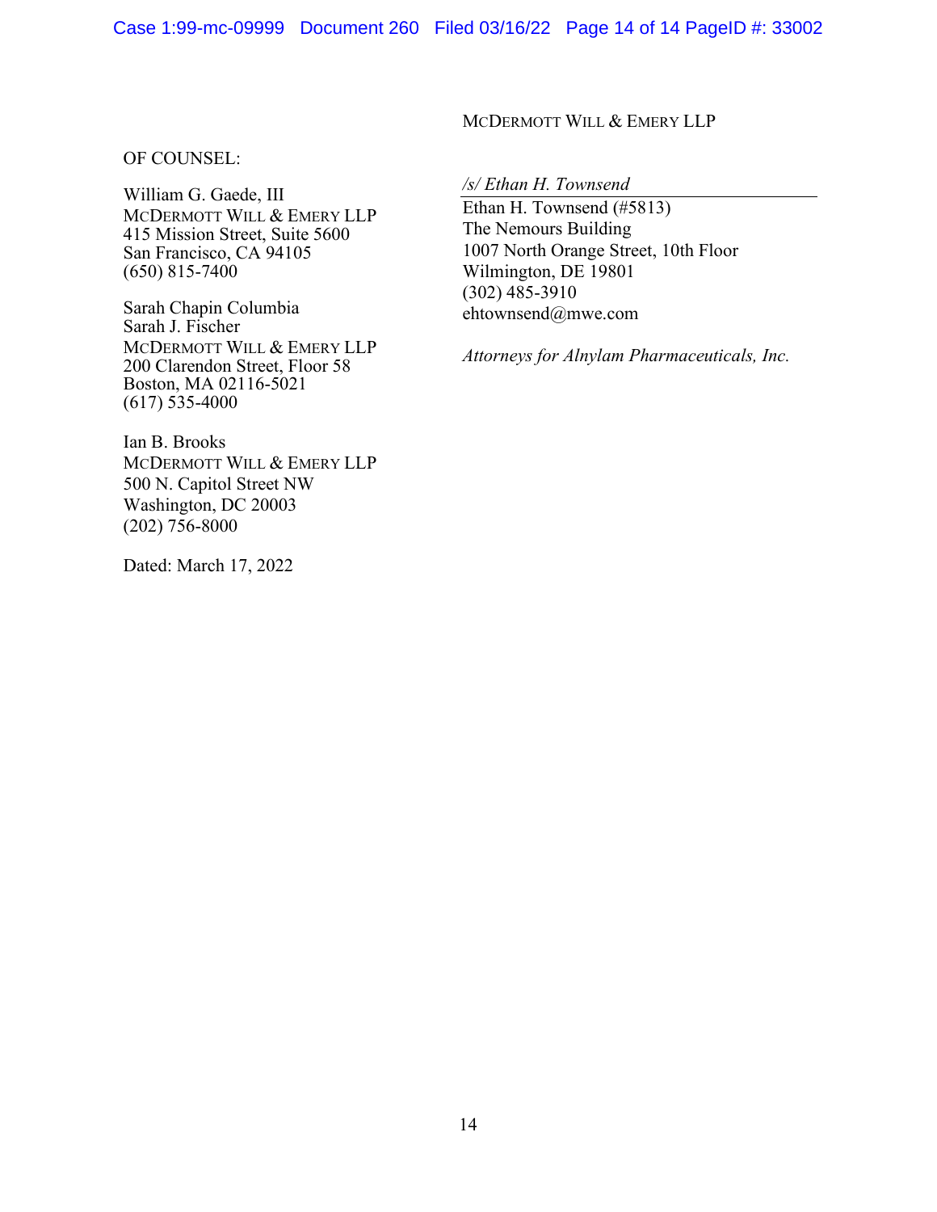MCDERMOTT WILL & EMERY LLP

/s/ *Ethan H. Townsend*

Ethan H. Townsend (#5813)
The Nemours Building
1007 North Orange Street, 10th Floor
Wilmington, DE 19801
(302) 485-3910
ehtownsend@mwe.com

*Attorneys for Alnylam Pharmaceuticals, Inc.*

OF COUNSEL:

William G. Gaede, III
MCDERMOTT WILL & EMERY LLP
415 Mission Street, Suite 5600
San Francisco, CA 94105
(650) 815-7400

Sarah Chapin Columbia
Sarah J. Fischer
MCDERMOTT WILL & EMERY LLP
200 Clarendon Street, Floor 58
Boston, MA 02116-5021
(617) 535-4000

Ian B. Brooks
MCDERMOTT WILL & EMERY LLP
500 N. Capitol Street NW
Washington, DC 20003
(202) 756-8000

Dated: March 17, 2022